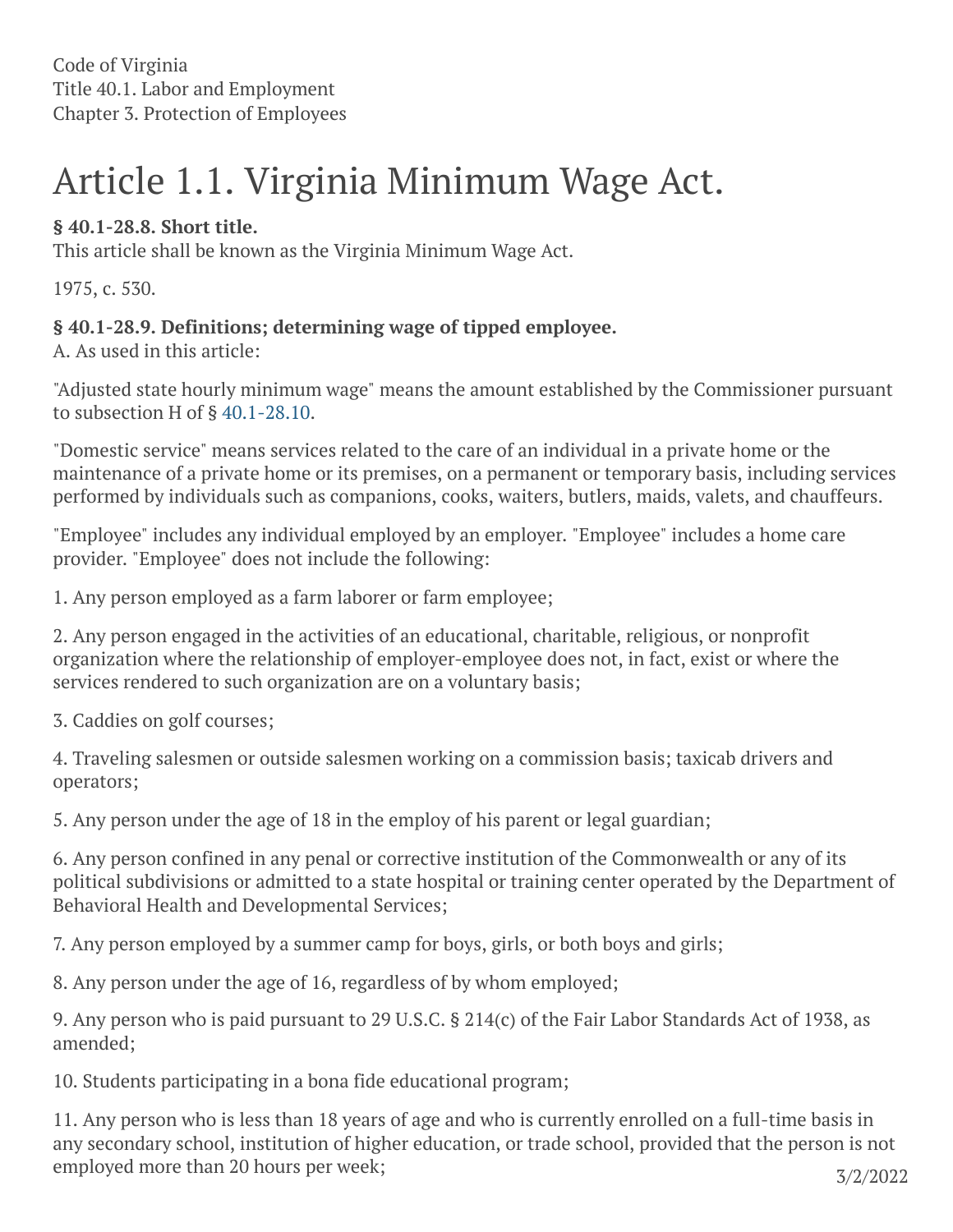Code of Virginia
Title 40.1. Labor and Employment
Chapter 3. Protection of Employees

# Article 1.1. Virginia Minimum Wage Act.

**§ 40.1-28.8. Short title.**
This article shall be known as the Virginia Minimum Wage Act.

1975, c. 530.

**§ 40.1-28.9. Definitions; determining wage of tipped employee.**
A. As used in this article:

"Adjusted state hourly minimum wage" means the amount established by the Commissioner pursuant to subsection H of § 40.1-28.10.

"Domestic service" means services related to the care of an individual in a private home or the maintenance of a private home or its premises, on a permanent or temporary basis, including services performed by individuals such as companions, cooks, waiters, butlers, maids, valets, and chauffeurs.

"Employee" includes any individual employed by an employer. "Employee" includes a home care provider. "Employee" does not include the following:

1. Any person employed as a farm laborer or farm employee;

2. Any person engaged in the activities of an educational, charitable, religious, or nonprofit organization where the relationship of employer-employee does not, in fact, exist or where the services rendered to such organization are on a voluntary basis;

3. Caddies on golf courses;

4. Traveling salesmen or outside salesmen working on a commission basis; taxicab drivers and operators;

5. Any person under the age of 18 in the employ of his parent or legal guardian;

6. Any person confined in any penal or corrective institution of the Commonwealth or any of its political subdivisions or admitted to a state hospital or training center operated by the Department of Behavioral Health and Developmental Services;

7. Any person employed by a summer camp for boys, girls, or both boys and girls;

8. Any person under the age of 16, regardless of by whom employed;

9. Any person who is paid pursuant to 29 U.S.C. § 214(c) of the Fair Labor Standards Act of 1938, as amended;

10. Students participating in a bona fide educational program;

11. Any person who is less than 18 years of age and who is currently enrolled on a full-time basis in any secondary school, institution of higher education, or trade school, provided that the person is not employed more than 20 hours per week;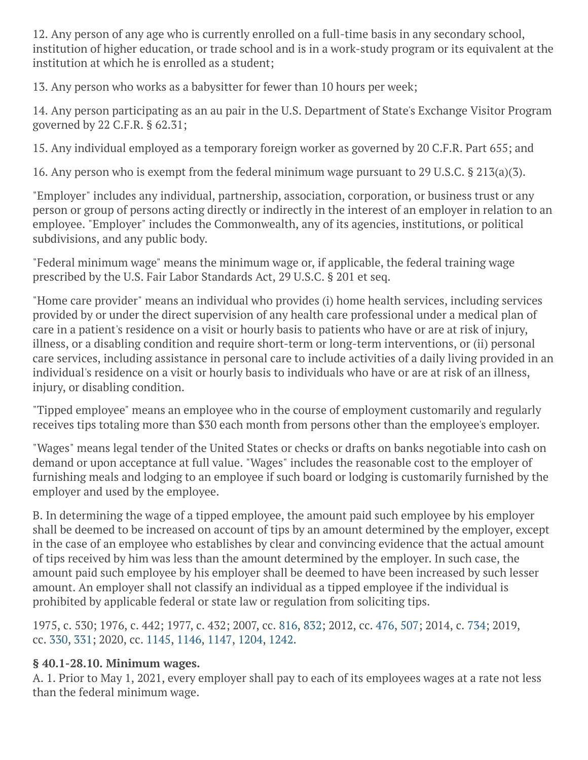12. Any person of any age who is currently enrolled on a full-time basis in any secondary school, institution of higher education, or trade school and is in a work-study program or its equivalent at the institution at which he is enrolled as a student;

13. Any person who works as a babysitter for fewer than 10 hours per week;

14. Any person participating as an au pair in the U.S. Department of State's Exchange Visitor Program governed by 22 C.F.R. § 62.31;

15. Any individual employed as a temporary foreign worker as governed by 20 C.F.R. Part 655; and

16. Any person who is exempt from the federal minimum wage pursuant to 29 U.S.C. § 213(a)(3).

"Employer" includes any individual, partnership, association, corporation, or business trust or any person or group of persons acting directly or indirectly in the interest of an employer in relation to an employee. "Employer" includes the Commonwealth, any of its agencies, institutions, or political subdivisions, and any public body.

"Federal minimum wage" means the minimum wage or, if applicable, the federal training wage prescribed by the U.S. Fair Labor Standards Act, 29 U.S.C. § 201 et seq.

"Home care provider" means an individual who provides (i) home health services, including services provided by or under the direct supervision of any health care professional under a medical plan of care in a patient's residence on a visit or hourly basis to patients who have or are at risk of injury, illness, or a disabling condition and require short-term or long-term interventions, or (ii) personal care services, including assistance in personal care to include activities of a daily living provided in an individual's residence on a visit or hourly basis to individuals who have or are at risk of an illness, injury, or disabling condition.

"Tipped employee" means an employee who in the course of employment customarily and regularly receives tips totaling more than $30 each month from persons other than the employee's employer.

"Wages" means legal tender of the United States or checks or drafts on banks negotiable into cash on demand or upon acceptance at full value. "Wages" includes the reasonable cost to the employer of furnishing meals and lodging to an employee if such board or lodging is customarily furnished by the employer and used by the employee.

B. In determining the wage of a tipped employee, the amount paid such employee by his employer shall be deemed to be increased on account of tips by an amount determined by the employer, except in the case of an employee who establishes by clear and convincing evidence that the actual amount of tips received by him was less than the amount determined by the employer. In such case, the amount paid such employee by his employer shall be deemed to have been increased by such lesser amount. An employer shall not classify an individual as a tipped employee if the individual is prohibited by applicable federal or state law or regulation from soliciting tips.

1975, c. 530; 1976, c. 442; 1977, c. 432; 2007, cc. 816, 832; 2012, cc. 476, 507; 2014, c. 734; 2019, cc. 330, 331; 2020, cc. 1145, 1146, 1147, 1204, 1242.

**§ 40.1-28.10. Minimum wages.**

A. 1. Prior to May 1, 2021, every employer shall pay to each of its employees wages at a rate not less than the federal minimum wage.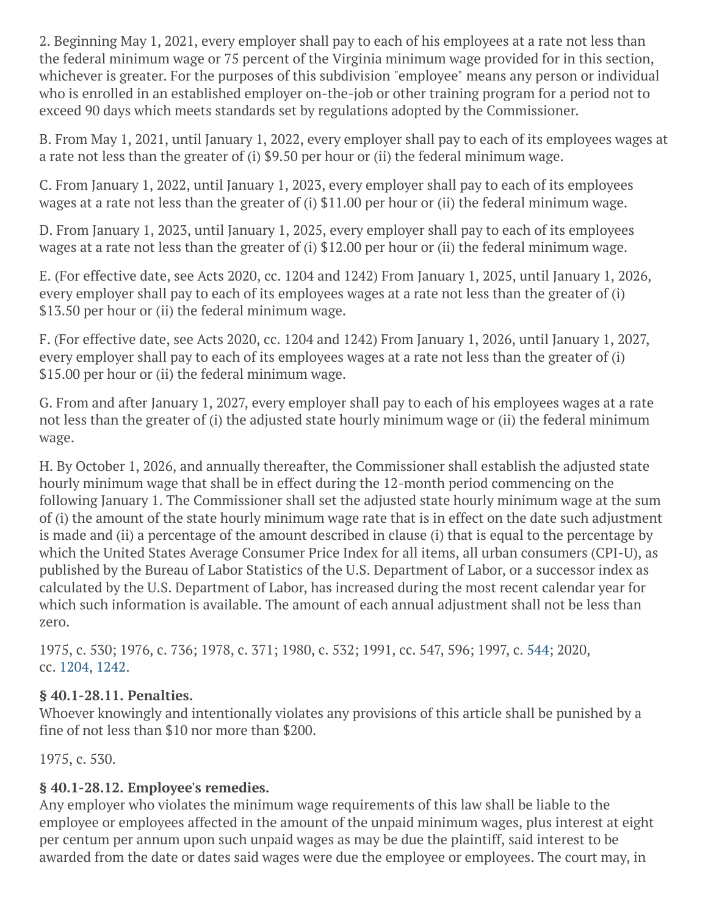2. Beginning May 1, 2021, every employer shall pay to each of his employees at a rate not less than the federal minimum wage or 75 percent of the Virginia minimum wage provided for in this section, whichever is greater. For the purposes of this subdivision "employee" means any person or individual who is enrolled in an established employer on-the-job or other training program for a period not to exceed 90 days which meets standards set by regulations adopted by the Commissioner.

B. From May 1, 2021, until January 1, 2022, every employer shall pay to each of its employees wages at a rate not less than the greater of (i) $9.50 per hour or (ii) the federal minimum wage.

C. From January 1, 2022, until January 1, 2023, every employer shall pay to each of its employees wages at a rate not less than the greater of (i) $11.00 per hour or (ii) the federal minimum wage.

D. From January 1, 2023, until January 1, 2025, every employer shall pay to each of its employees wages at a rate not less than the greater of (i) $12.00 per hour or (ii) the federal minimum wage.

E. (For effective date, see Acts 2020, cc. 1204 and 1242) From January 1, 2025, until January 1, 2026, every employer shall pay to each of its employees wages at a rate not less than the greater of (i) $13.50 per hour or (ii) the federal minimum wage.

F. (For effective date, see Acts 2020, cc. 1204 and 1242) From January 1, 2026, until January 1, 2027, every employer shall pay to each of its employees wages at a rate not less than the greater of (i) $15.00 per hour or (ii) the federal minimum wage.

G. From and after January 1, 2027, every employer shall pay to each of his employees wages at a rate not less than the greater of (i) the adjusted state hourly minimum wage or (ii) the federal minimum wage.

H. By October 1, 2026, and annually thereafter, the Commissioner shall establish the adjusted state hourly minimum wage that shall be in effect during the 12-month period commencing on the following January 1. The Commissioner shall set the adjusted state hourly minimum wage at the sum of (i) the amount of the state hourly minimum wage rate that is in effect on the date such adjustment is made and (ii) a percentage of the amount described in clause (i) that is equal to the percentage by which the United States Average Consumer Price Index for all items, all urban consumers (CPI-U), as published by the Bureau of Labor Statistics of the U.S. Department of Labor, or a successor index as calculated by the U.S. Department of Labor, has increased during the most recent calendar year for which such information is available. The amount of each annual adjustment shall not be less than zero.

1975, c. 530; 1976, c. 736; 1978, c. 371; 1980, c. 532; 1991, cc. 547, 596; 1997, c. 544; 2020, cc. 1204, 1242.

**§ 40.1-28.11. Penalties.**

Whoever knowingly and intentionally violates any provisions of this article shall be punished by a fine of not less than $10 nor more than $200.

1975, c. 530.

**§ 40.1-28.12. Employee's remedies.**

Any employer who violates the minimum wage requirements of this law shall be liable to the employee or employees affected in the amount of the unpaid minimum wages, plus interest at eight per centum per annum upon such unpaid wages as may be due the plaintiff, said interest to be awarded from the date or dates said wages were due the employee or employees. The court may, in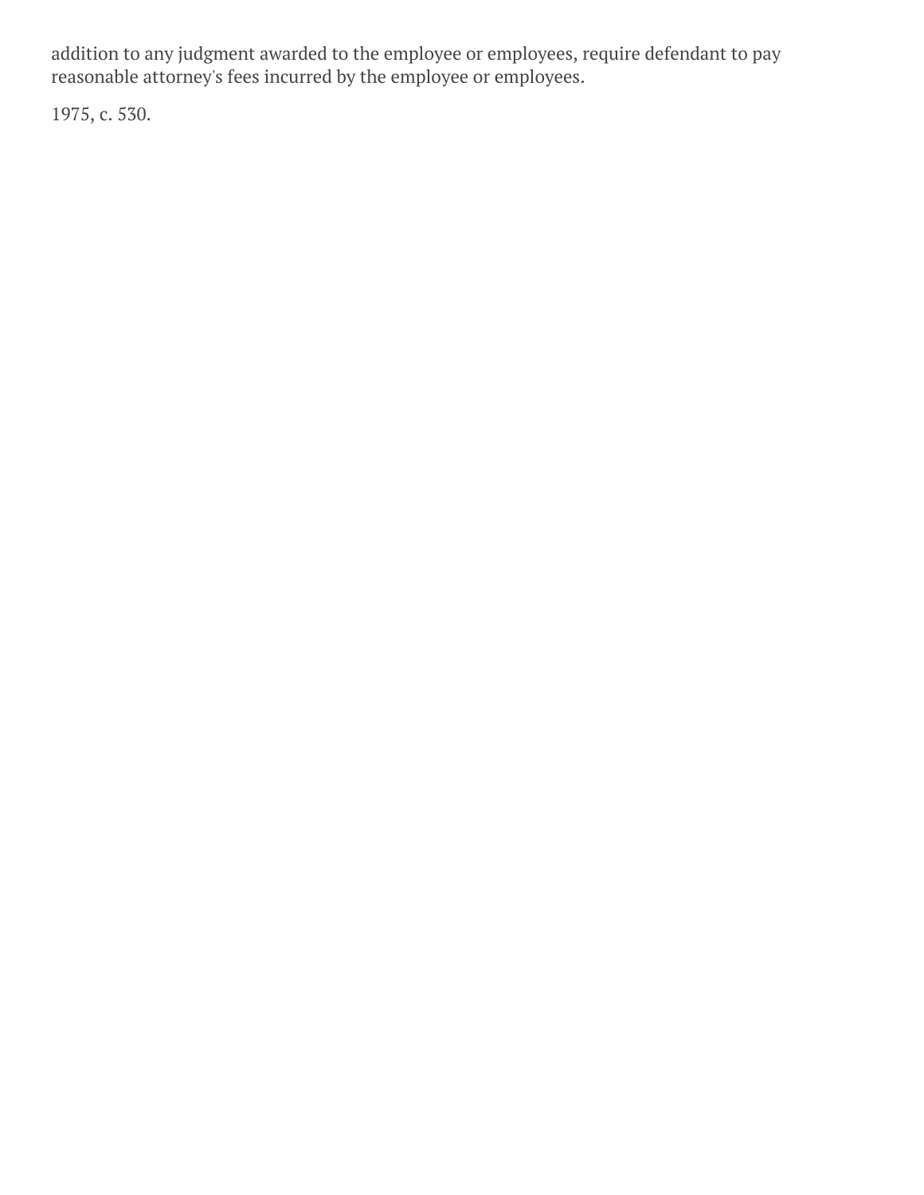addition to any judgment awarded to the employee or employees, require defendant to pay reasonable attorney's fees incurred by the employee or employees.

1975, c. 530.